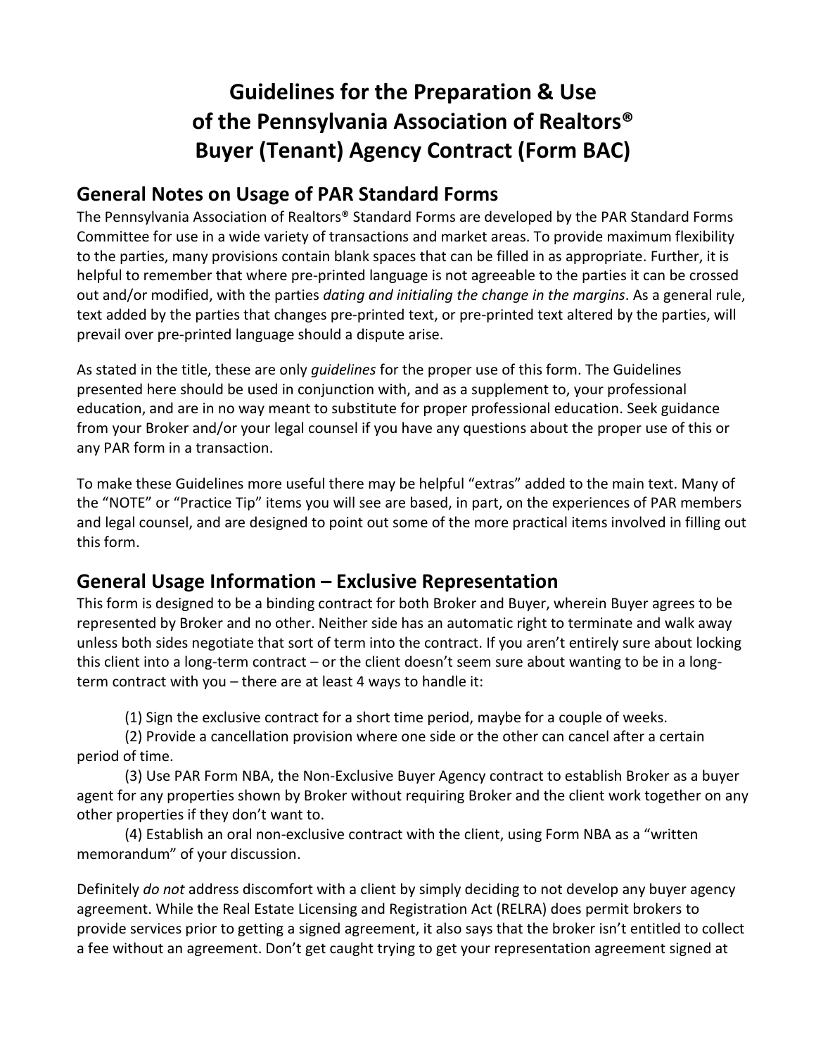# Guidelines for the Preparation & Use of the Pennsylvania Association of Realtors® Buyer (Tenant) Agency Contract (Form BAC)

## General Notes on Usage of PAR Standard Forms

The Pennsylvania Association of Realtors® Standard Forms are developed by the PAR Standard Forms Committee for use in a wide variety of transactions and market areas. To provide maximum flexibility to the parties, many provisions contain blank spaces that can be filled in as appropriate. Further, it is helpful to remember that where pre-printed language is not agreeable to the parties it can be crossed out and/or modified, with the parties *dating and initialing the change in the margins*. As a general rule, text added by the parties that changes pre-printed text, or pre-printed text altered by the parties, will prevail over pre-printed language should a dispute arise.

As stated in the title, these are only *guidelines* for the proper use of this form. The Guidelines presented here should be used in conjunction with, and as a supplement to, your professional education, and are in no way meant to substitute for proper professional education. Seek guidance from your Broker and/or your legal counsel if you have any questions about the proper use of this or any PAR form in a transaction.

To make these Guidelines more useful there may be helpful "extras" added to the main text. Many of the "NOTE" or "Practice Tip" items you will see are based, in part, on the experiences of PAR members and legal counsel, and are designed to point out some of the more practical items involved in filling out this form.

## General Usage Information – Exclusive Representation

This form is designed to be a binding contract for both Broker and Buyer, wherein Buyer agrees to be represented by Broker and no other. Neither side has an automatic right to terminate and walk away unless both sides negotiate that sort of term into the contract. If you aren't entirely sure about locking this client into a long-term contract – or the client doesn't seem sure about wanting to be in a long-term contract with you – there are at least 4 ways to handle it:

(1) Sign the exclusive contract for a short time period, maybe for a couple of weeks.

(2) Provide a cancellation provision where one side or the other can cancel after a certain period of time.

(3) Use PAR Form NBA, the Non-Exclusive Buyer Agency contract to establish Broker as a buyer agent for any properties shown by Broker without requiring Broker and the client work together on any other properties if they don't want to.

(4) Establish an oral non-exclusive contract with the client, using Form NBA as a "written memorandum" of your discussion.

Definitely *do not* address discomfort with a client by simply deciding to not develop any buyer agency agreement. While the Real Estate Licensing and Registration Act (RELRA) does permit brokers to provide services prior to getting a signed agreement, it also says that the broker isn't entitled to collect a fee without an agreement. Don't get caught trying to get your representation agreement signed at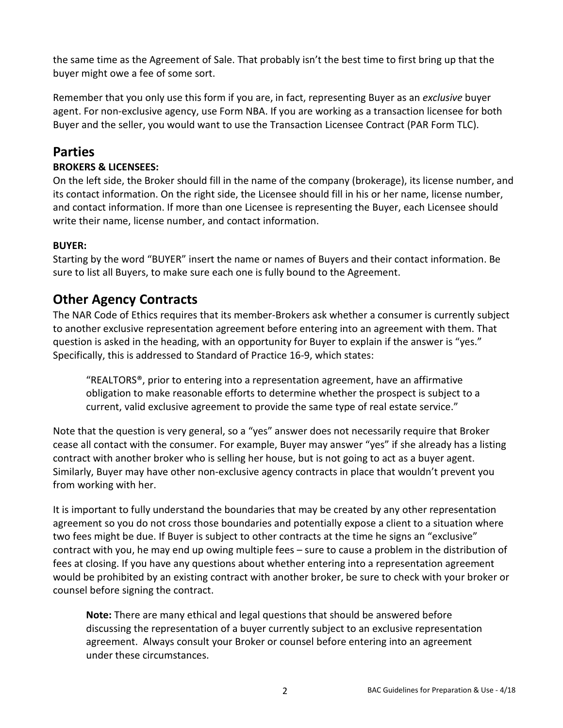the same time as the Agreement of Sale. That probably isn't the best time to first bring up that the buyer might owe a fee of some sort.

Remember that you only use this form if you are, in fact, representing Buyer as an *exclusive* buyer agent. For non-exclusive agency, use Form NBA. If you are working as a transaction licensee for both Buyer and the seller, you would want to use the Transaction Licensee Contract (PAR Form TLC).

## Parties

**BROKERS & LICENSEES:**

On the left side, the Broker should fill in the name of the company (brokerage), its license number, and its contact information. On the right side, the Licensee should fill in his or her name, license number, and contact information. If more than one Licensee is representing the Buyer, each Licensee should write their name, license number, and contact information.

**BUYER:**

Starting by the word "BUYER" insert the name or names of Buyers and their contact information. Be sure to list all Buyers, to make sure each one is fully bound to the Agreement.

## Other Agency Contracts

The NAR Code of Ethics requires that its member-Brokers ask whether a consumer is currently subject to another exclusive representation agreement before entering into an agreement with them. That question is asked in the heading, with an opportunity for Buyer to explain if the answer is "yes." Specifically, this is addressed to Standard of Practice 16-9, which states:

> "REALTORS®, prior to entering into a representation agreement, have an affirmative obligation to make reasonable efforts to determine whether the prospect is subject to a current, valid exclusive agreement to provide the same type of real estate service."

Note that the question is very general, so a "yes" answer does not necessarily require that Broker cease all contact with the consumer. For example, Buyer may answer "yes" if she already has a listing contract with another broker who is selling her house, but is not going to act as a buyer agent. Similarly, Buyer may have other non-exclusive agency contracts in place that wouldn't prevent you from working with her.

It is important to fully understand the boundaries that may be created by any other representation agreement so you do not cross those boundaries and potentially expose a client to a situation where two fees might be due. If Buyer is subject to other contracts at the time he signs an "exclusive" contract with you, he may end up owing multiple fees – sure to cause a problem in the distribution of fees at closing. If you have any questions about whether entering into a representation agreement would be prohibited by an existing contract with another broker, be sure to check with your broker or counsel before signing the contract.

> **Note:** There are many ethical and legal questions that should be answered before discussing the representation of a buyer currently subject to an exclusive representation agreement. Always consult your Broker or counsel before entering into an agreement under these circumstances.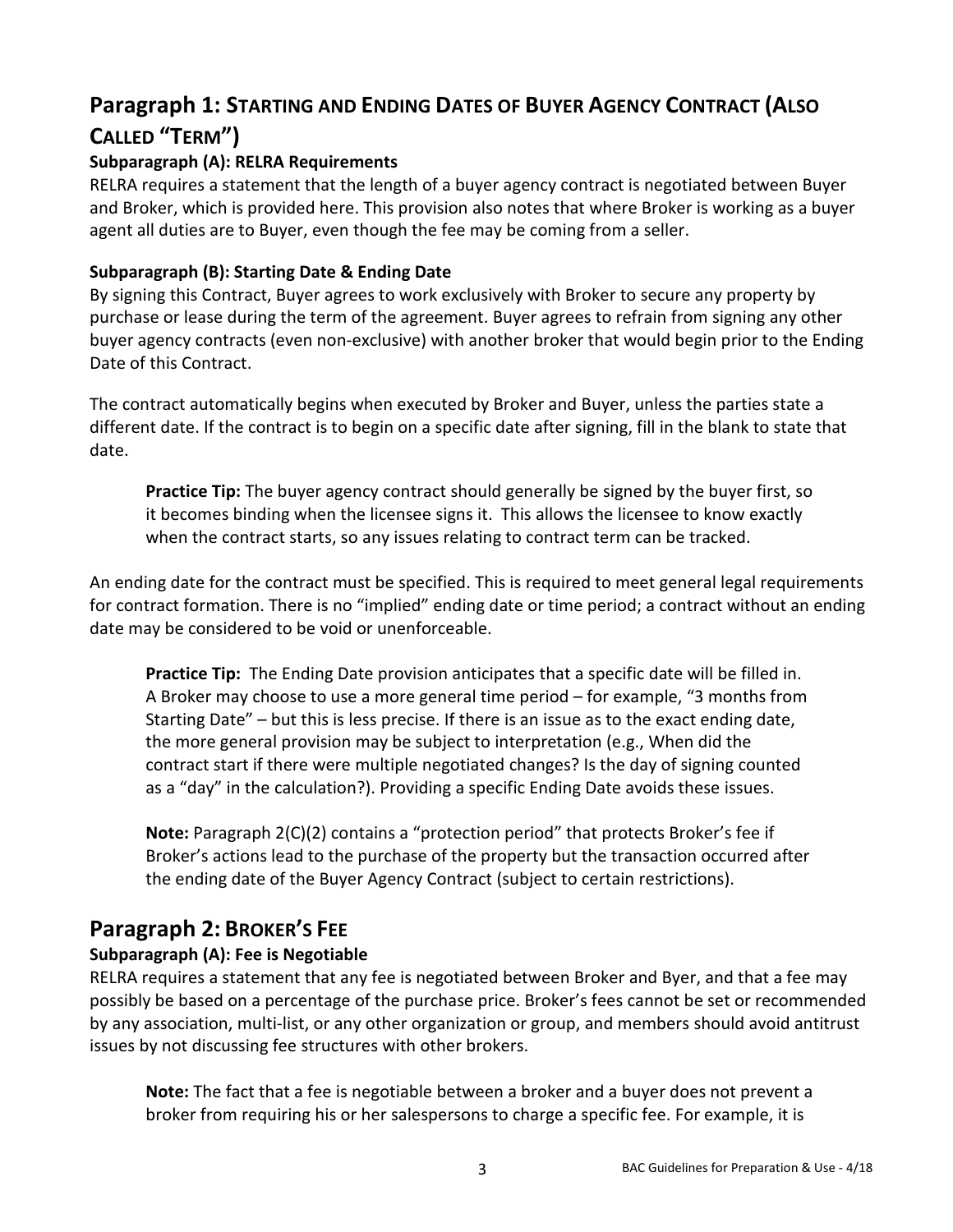## Paragraph 1: Starting and Ending Dates of Buyer Agency Contract (Also Called "Term")

### Subparagraph (A): RELRA Requirements

RELRA requires a statement that the length of a buyer agency contract is negotiated between Buyer and Broker, which is provided here. This provision also notes that where Broker is working as a buyer agent all duties are to Buyer, even though the fee may be coming from a seller.

### Subparagraph (B): Starting Date & Ending Date

By signing this Contract, Buyer agrees to work exclusively with Broker to secure any property by purchase or lease during the term of the agreement. Buyer agrees to refrain from signing any other buyer agency contracts (even non-exclusive) with another broker that would begin prior to the Ending Date of this Contract.

The contract automatically begins when executed by Broker and Buyer, unless the parties state a different date. If the contract is to begin on a specific date after signing, fill in the blank to state that date.

> **Practice Tip:** The buyer agency contract should generally be signed by the buyer first, so it becomes binding when the licensee signs it. This allows the licensee to know exactly when the contract starts, so any issues relating to contract term can be tracked.

An ending date for the contract must be specified. This is required to meet general legal requirements for contract formation. There is no "implied" ending date or time period; a contract without an ending date may be considered to be void or unenforceable.

> **Practice Tip:** The Ending Date provision anticipates that a specific date will be filled in. A Broker may choose to use a more general time period – for example, "3 months from Starting Date" – but this is less precise. If there is an issue as to the exact ending date, the more general provision may be subject to interpretation (e.g., When did the contract start if there were multiple negotiated changes? Is the day of signing counted as a "day" in the calculation?). Providing a specific Ending Date avoids these issues.

> **Note:** Paragraph 2(C)(2) contains a "protection period" that protects Broker's fee if Broker's actions lead to the purchase of the property but the transaction occurred after the ending date of the Buyer Agency Contract (subject to certain restrictions).

## Paragraph 2: Broker's Fee

### Subparagraph (A): Fee is Negotiable

RELRA requires a statement that any fee is negotiated between Broker and Byer, and that a fee may possibly be based on a percentage of the purchase price. Broker's fees cannot be set or recommended by any association, multi-list, or any other organization or group, and members should avoid antitrust issues by not discussing fee structures with other brokers.

> **Note:** The fact that a fee is negotiable between a broker and a buyer does not prevent a broker from requiring his or her salespersons to charge a specific fee. For example, it is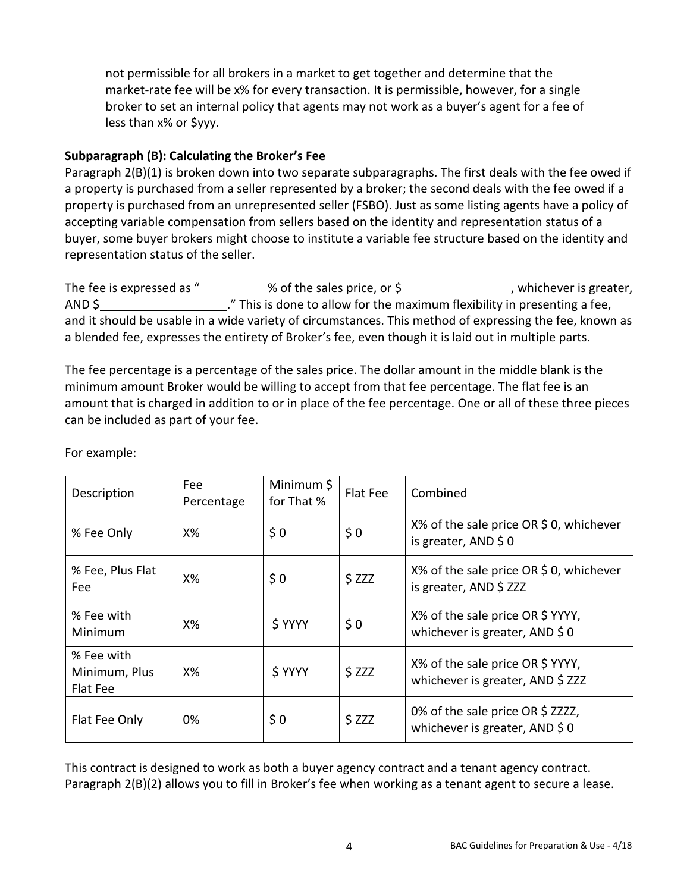not permissible for all brokers in a market to get together and determine that the market-rate fee will be x% for every transaction. It is permissible, however, for a single broker to set an internal policy that agents may not work as a buyer's agent for a fee of less than x% or $yyy.

**Subparagraph (B): Calculating the Broker's Fee**

Paragraph 2(B)(1) is broken down into two separate subparagraphs. The first deals with the fee owed if a property is purchased from a seller represented by a broker; the second deals with the fee owed if a property is purchased from an unrepresented seller (FSBO). Just as some listing agents have a policy of accepting variable compensation from sellers based on the identity and representation status of a buyer, some buyer brokers might choose to institute a variable fee structure based on the identity and representation status of the seller.

The fee is expressed as "\_\_\_\_\_\_\_\_\_\_% of the sales price, or $\_\_\_\_\_\_\_\_\_\_\_\_\_\_\_\_, whichever is greater, AND $\_\_\_\_\_\_\_\_\_\_\_\_\_\_\_\_\_\_\_." This is done to allow for the maximum flexibility in presenting a fee, and it should be usable in a wide variety of circumstances. This method of expressing the fee, known as a blended fee, expresses the entirety of Broker's fee, even though it is laid out in multiple parts.

The fee percentage is a percentage of the sales price. The dollar amount in the middle blank is the minimum amount Broker would be willing to accept from that fee percentage. The flat fee is an amount that is charged in addition to or in place of the fee percentage. One or all of these three pieces can be included as part of your fee.

For example:

| Description | Fee Percentage | Minimum $ for That % | Flat Fee | Combined |
|---|---|---|---|---|
| % Fee Only | X% | $ 0 | $ 0 | X% of the sale price OR $ 0, whichever is greater, AND $ 0 |
| % Fee, Plus Flat Fee | X% | $ 0 | $ ZZZ | X% of the sale price OR $ 0, whichever is greater, AND $ ZZZ |
| % Fee with Minimum | X% | $ YYYY | $ 0 | X% of the sale price OR $ YYYY, whichever is greater, AND $ 0 |
| % Fee with Minimum, Plus Flat Fee | X% | $ YYYY | $ ZZZ | X% of the sale price OR $ YYYY, whichever is greater, AND $ ZZZ |
| Flat Fee Only | 0% | $ 0 | $ ZZZ | 0% of the sale price OR $ ZZZZ, whichever is greater, AND $ 0 |

This contract is designed to work as both a buyer agency contract and a tenant agency contract. Paragraph 2(B)(2) allows you to fill in Broker's fee when working as a tenant agent to secure a lease.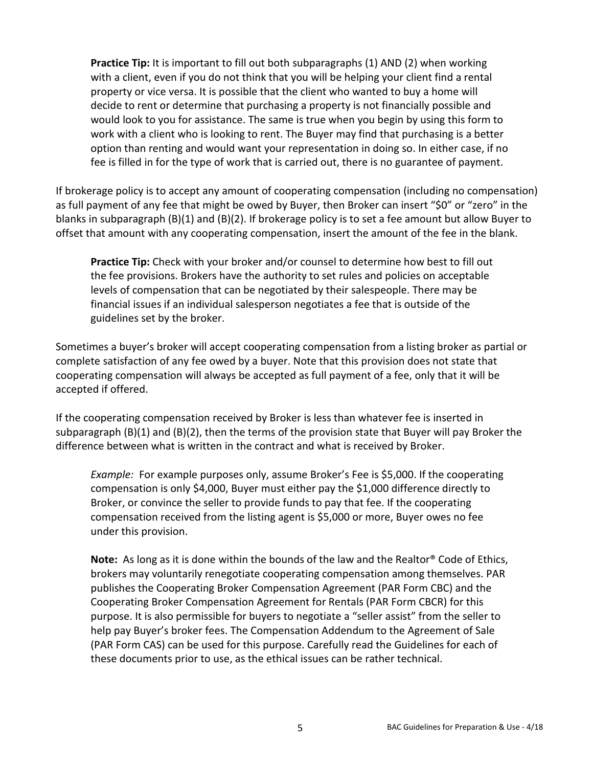**Practice Tip:** It is important to fill out both subparagraphs (1) AND (2) when working with a client, even if you do not think that you will be helping your client find a rental property or vice versa. It is possible that the client who wanted to buy a home will decide to rent or determine that purchasing a property is not financially possible and would look to you for assistance. The same is true when you begin by using this form to work with a client who is looking to rent. The Buyer may find that purchasing is a better option than renting and would want your representation in doing so. In either case, if no fee is filled in for the type of work that is carried out, there is no guarantee of payment.

If brokerage policy is to accept any amount of cooperating compensation (including no compensation) as full payment of any fee that might be owed by Buyer, then Broker can insert "$0" or "zero" in the blanks in subparagraph (B)(1) and (B)(2). If brokerage policy is to set a fee amount but allow Buyer to offset that amount with any cooperating compensation, insert the amount of the fee in the blank.

**Practice Tip:** Check with your broker and/or counsel to determine how best to fill out the fee provisions. Brokers have the authority to set rules and policies on acceptable levels of compensation that can be negotiated by their salespeople. There may be financial issues if an individual salesperson negotiates a fee that is outside of the guidelines set by the broker.

Sometimes a buyer's broker will accept cooperating compensation from a listing broker as partial or complete satisfaction of any fee owed by a buyer. Note that this provision does not state that cooperating compensation will always be accepted as full payment of a fee, only that it will be accepted if offered.

If the cooperating compensation received by Broker is less than whatever fee is inserted in subparagraph (B)(1) and (B)(2), then the terms of the provision state that Buyer will pay Broker the difference between what is written in the contract and what is received by Broker.

*Example:* For example purposes only, assume Broker's Fee is $5,000. If the cooperating compensation is only $4,000, Buyer must either pay the $1,000 difference directly to Broker, or convince the seller to provide funds to pay that fee. If the cooperating compensation received from the listing agent is $5,000 or more, Buyer owes no fee under this provision.

**Note:** As long as it is done within the bounds of the law and the Realtor® Code of Ethics, brokers may voluntarily renegotiate cooperating compensation among themselves. PAR publishes the Cooperating Broker Compensation Agreement (PAR Form CBC) and the Cooperating Broker Compensation Agreement for Rentals (PAR Form CBCR) for this purpose. It is also permissible for buyers to negotiate a "seller assist" from the seller to help pay Buyer's broker fees. The Compensation Addendum to the Agreement of Sale (PAR Form CAS) can be used for this purpose. Carefully read the Guidelines for each of these documents prior to use, as the ethical issues can be rather technical.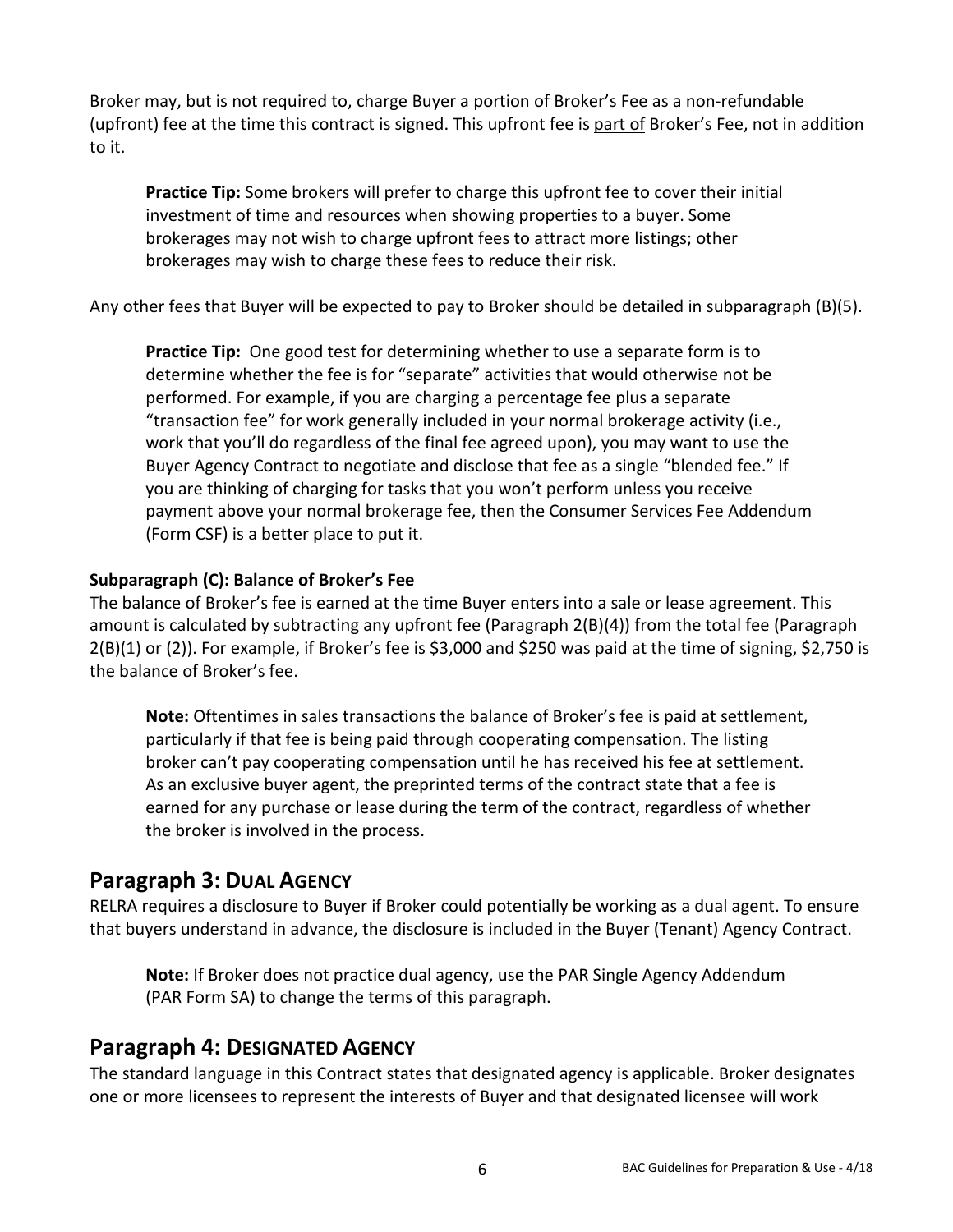Broker may, but is not required to, charge Buyer a portion of Broker's Fee as a non-refundable (upfront) fee at the time this contract is signed. This upfront fee is part of Broker's Fee, not in addition to it.

> **Practice Tip:** Some brokers will prefer to charge this upfront fee to cover their initial investment of time and resources when showing properties to a buyer. Some brokerages may not wish to charge upfront fees to attract more listings; other brokerages may wish to charge these fees to reduce their risk.

Any other fees that Buyer will be expected to pay to Broker should be detailed in subparagraph (B)(5).

> **Practice Tip:** One good test for determining whether to use a separate form is to determine whether the fee is for "separate" activities that would otherwise not be performed. For example, if you are charging a percentage fee plus a separate "transaction fee" for work generally included in your normal brokerage activity (i.e., work that you'll do regardless of the final fee agreed upon), you may want to use the Buyer Agency Contract to negotiate and disclose that fee as a single "blended fee." If you are thinking of charging for tasks that you won't perform unless you receive payment above your normal brokerage fee, then the Consumer Services Fee Addendum (Form CSF) is a better place to put it.

#### Subparagraph (C): Balance of Broker's Fee

The balance of Broker's fee is earned at the time Buyer enters into a sale or lease agreement. This amount is calculated by subtracting any upfront fee (Paragraph 2(B)(4)) from the total fee (Paragraph 2(B)(1) or (2)). For example, if Broker's fee is $3,000 and $250 was paid at the time of signing, $2,750 is the balance of Broker's fee.

> **Note:** Oftentimes in sales transactions the balance of Broker's fee is paid at settlement, particularly if that fee is being paid through cooperating compensation. The listing broker can't pay cooperating compensation until he has received his fee at settlement. As an exclusive buyer agent, the preprinted terms of the contract state that a fee is earned for any purchase or lease during the term of the contract, regardless of whether the broker is involved in the process.

## Paragraph 3: DUAL AGENCY

RELRA requires a disclosure to Buyer if Broker could potentially be working as a dual agent. To ensure that buyers understand in advance, the disclosure is included in the Buyer (Tenant) Agency Contract.

> **Note:** If Broker does not practice dual agency, use the PAR Single Agency Addendum (PAR Form SA) to change the terms of this paragraph.

## Paragraph 4: DESIGNATED AGENCY

The standard language in this Contract states that designated agency is applicable. Broker designates one or more licensees to represent the interests of Buyer and that designated licensee will work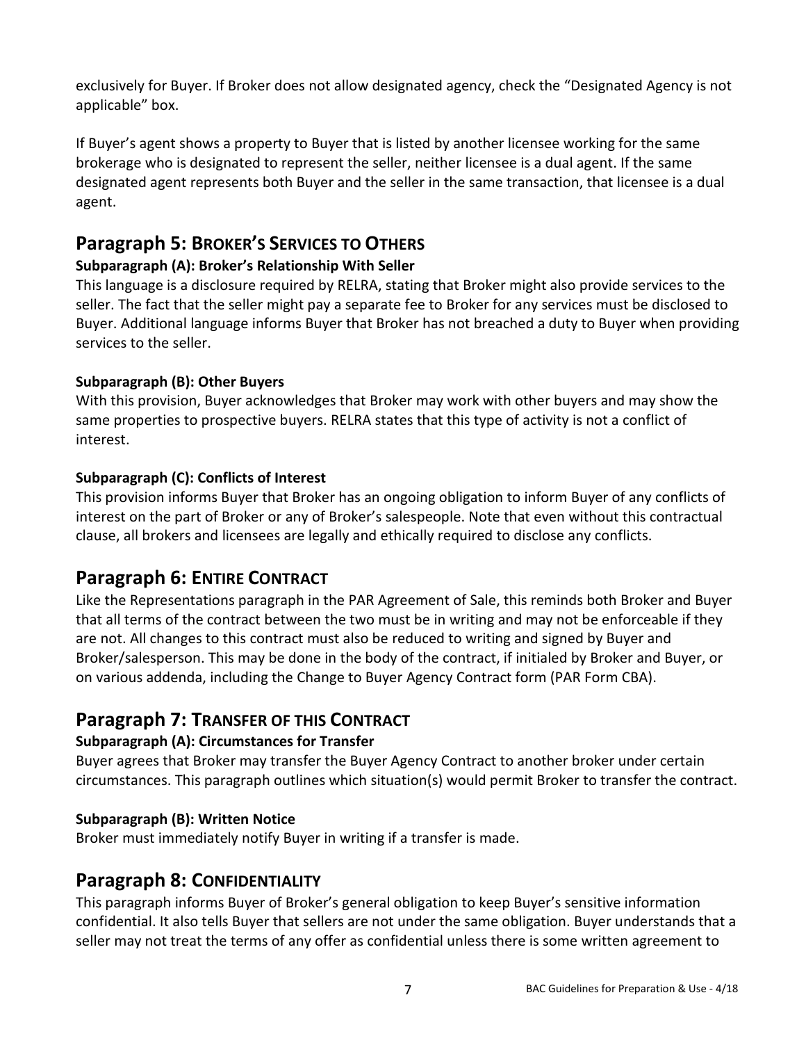exclusively for Buyer. If Broker does not allow designated agency, check the "Designated Agency is not applicable" box.

If Buyer's agent shows a property to Buyer that is listed by another licensee working for the same brokerage who is designated to represent the seller, neither licensee is a dual agent. If the same designated agent represents both Buyer and the seller in the same transaction, that licensee is a dual agent.

## Paragraph 5: Broker's Services to Others

### Subparagraph (A): Broker's Relationship With Seller

This language is a disclosure required by RELRA, stating that Broker might also provide services to the seller. The fact that the seller might pay a separate fee to Broker for any services must be disclosed to Buyer. Additional language informs Buyer that Broker has not breached a duty to Buyer when providing services to the seller.

### Subparagraph (B): Other Buyers

With this provision, Buyer acknowledges that Broker may work with other buyers and may show the same properties to prospective buyers. RELRA states that this type of activity is not a conflict of interest.

### Subparagraph (C): Conflicts of Interest

This provision informs Buyer that Broker has an ongoing obligation to inform Buyer of any conflicts of interest on the part of Broker or any of Broker's salespeople. Note that even without this contractual clause, all brokers and licensees are legally and ethically required to disclose any conflicts.

## Paragraph 6: Entire Contract

Like the Representations paragraph in the PAR Agreement of Sale, this reminds both Broker and Buyer that all terms of the contract between the two must be in writing and may not be enforceable if they are not. All changes to this contract must also be reduced to writing and signed by Buyer and Broker/salesperson. This may be done in the body of the contract, if initialed by Broker and Buyer, or on various addenda, including the Change to Buyer Agency Contract form (PAR Form CBA).

## Paragraph 7: Transfer of this Contract

### Subparagraph (A): Circumstances for Transfer

Buyer agrees that Broker may transfer the Buyer Agency Contract to another broker under certain circumstances. This paragraph outlines which situation(s) would permit Broker to transfer the contract.

### Subparagraph (B): Written Notice

Broker must immediately notify Buyer in writing if a transfer is made.

## Paragraph 8: Confidentiality

This paragraph informs Buyer of Broker's general obligation to keep Buyer's sensitive information confidential. It also tells Buyer that sellers are not under the same obligation. Buyer understands that a seller may not treat the terms of any offer as confidential unless there is some written agreement to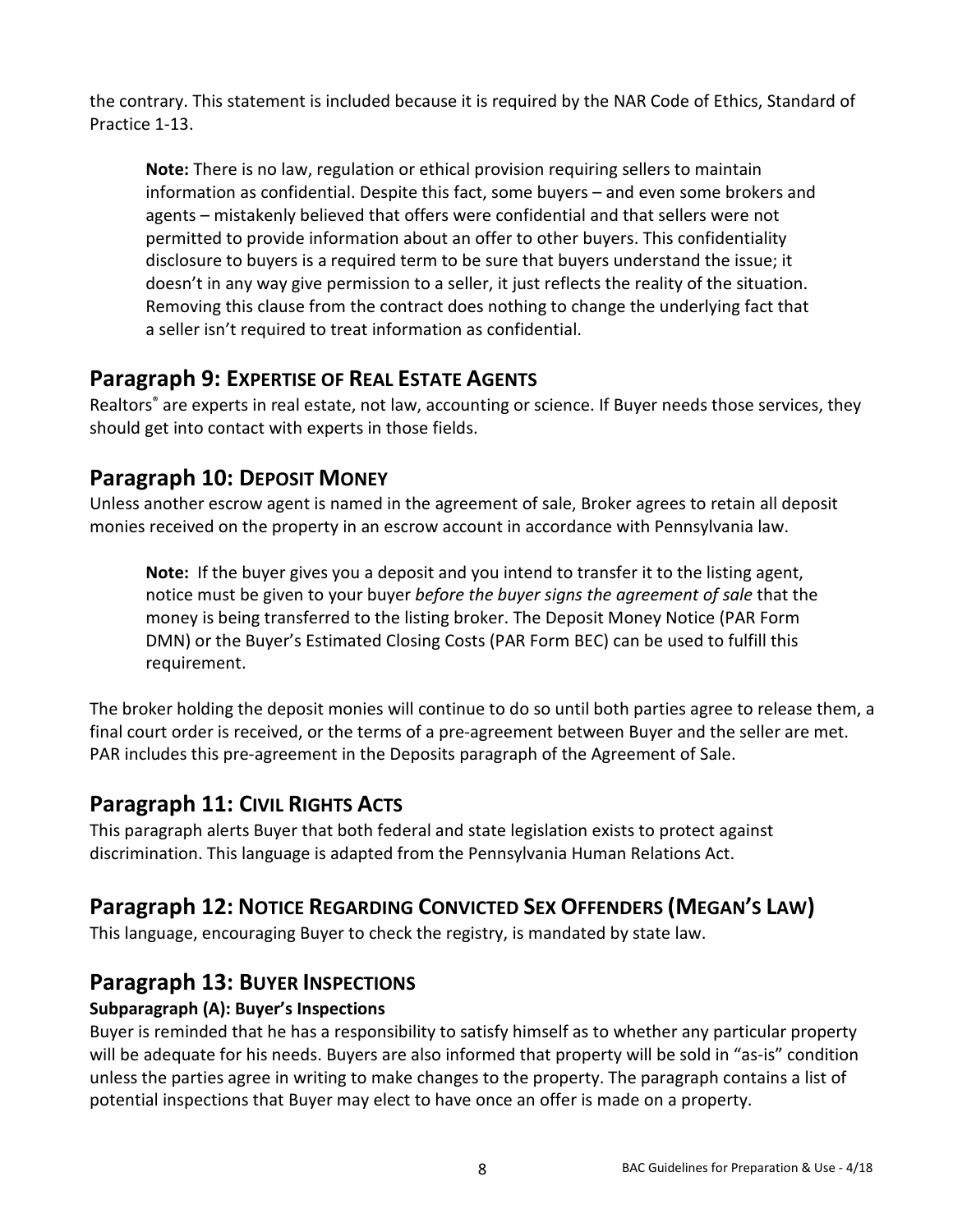the contrary. This statement is included because it is required by the NAR Code of Ethics, Standard of Practice 1-13.

> **Note:** There is no law, regulation or ethical provision requiring sellers to maintain information as confidential. Despite this fact, some buyers – and even some brokers and agents – mistakenly believed that offers were confidential and that sellers were not permitted to provide information about an offer to other buyers. This confidentiality disclosure to buyers is a required term to be sure that buyers understand the issue; it doesn't in any way give permission to a seller, it just reflects the reality of the situation. Removing this clause from the contract does nothing to change the underlying fact that a seller isn't required to treat information as confidential.

## Paragraph 9: EXPERTISE OF REAL ESTATE AGENTS

Realtors® are experts in real estate, not law, accounting or science. If Buyer needs those services, they should get into contact with experts in those fields.

## Paragraph 10: DEPOSIT MONEY

Unless another escrow agent is named in the agreement of sale, Broker agrees to retain all deposit monies received on the property in an escrow account in accordance with Pennsylvania law.

> **Note:** If the buyer gives you a deposit and you intend to transfer it to the listing agent, notice must be given to your buyer *before the buyer signs the agreement of sale* that the money is being transferred to the listing broker. The Deposit Money Notice (PAR Form DMN) or the Buyer's Estimated Closing Costs (PAR Form BEC) can be used to fulfill this requirement.

The broker holding the deposit monies will continue to do so until both parties agree to release them, a final court order is received, or the terms of a pre-agreement between Buyer and the seller are met. PAR includes this pre-agreement in the Deposits paragraph of the Agreement of Sale.

## Paragraph 11: CIVIL RIGHTS ACTS

This paragraph alerts Buyer that both federal and state legislation exists to protect against discrimination. This language is adapted from the Pennsylvania Human Relations Act.

## Paragraph 12: NOTICE REGARDING CONVICTED SEX OFFENDERS (MEGAN'S LAW)

This language, encouraging Buyer to check the registry, is mandated by state law.

## Paragraph 13: BUYER INSPECTIONS

### Subparagraph (A): Buyer's Inspections

Buyer is reminded that he has a responsibility to satisfy himself as to whether any particular property will be adequate for his needs. Buyers are also informed that property will be sold in "as-is" condition unless the parties agree in writing to make changes to the property. The paragraph contains a list of potential inspections that Buyer may elect to have once an offer is made on a property.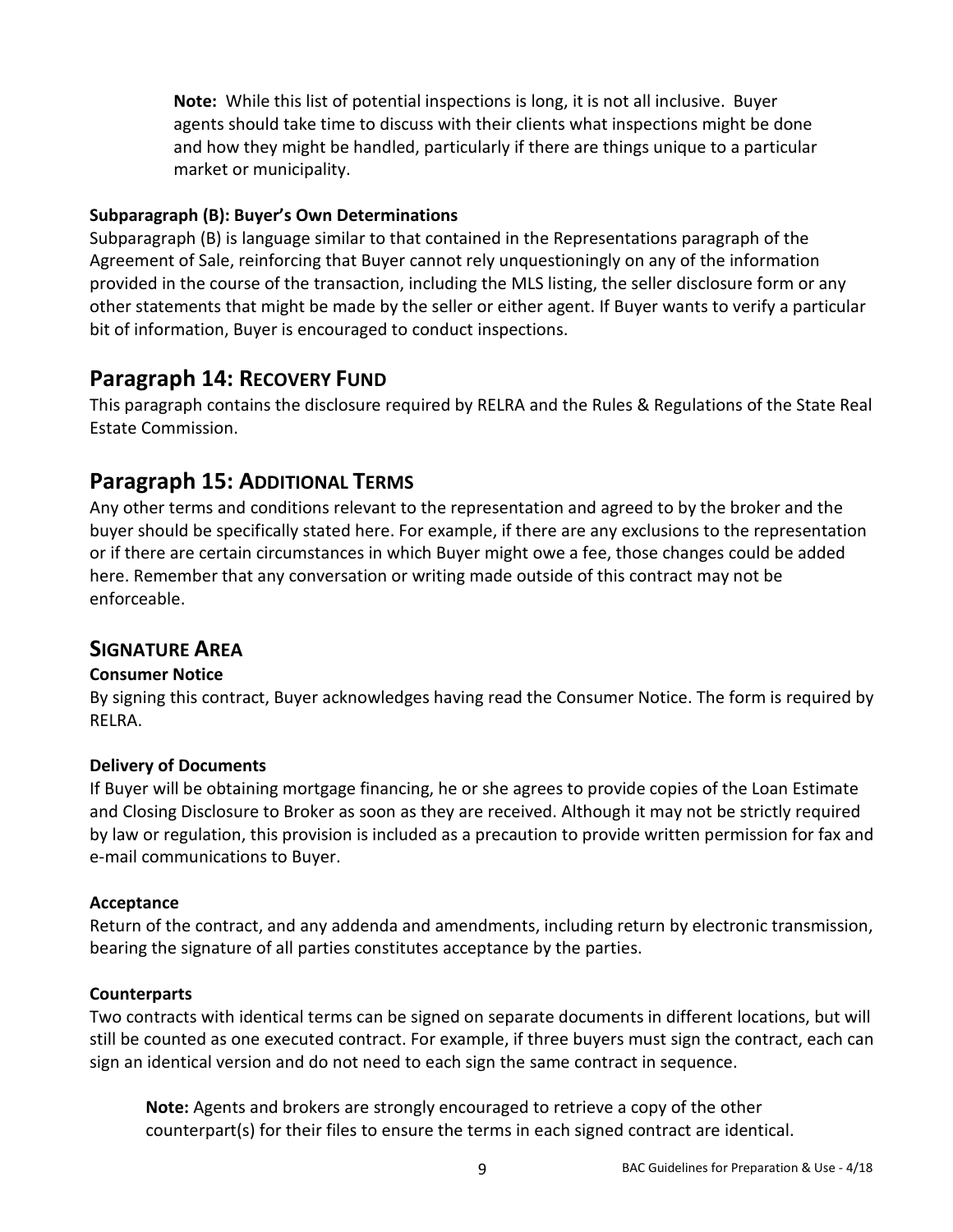**Note:** While this list of potential inspections is long, it is not all inclusive. Buyer agents should take time to discuss with their clients what inspections might be done and how they might be handled, particularly if there are things unique to a particular market or municipality.

#### Subparagraph (B): Buyer's Own Determinations

Subparagraph (B) is language similar to that contained in the Representations paragraph of the Agreement of Sale, reinforcing that Buyer cannot rely unquestioningly on any of the information provided in the course of the transaction, including the MLS listing, the seller disclosure form or any other statements that might be made by the seller or either agent. If Buyer wants to verify a particular bit of information, Buyer is encouraged to conduct inspections.

## Paragraph 14: RECOVERY FUND

This paragraph contains the disclosure required by RELRA and the Rules & Regulations of the State Real Estate Commission.

## Paragraph 15: ADDITIONAL TERMS

Any other terms and conditions relevant to the representation and agreed to by the broker and the buyer should be specifically stated here. For example, if there are any exclusions to the representation or if there are certain circumstances in which Buyer might owe a fee, those changes could be added here. Remember that any conversation or writing made outside of this contract may not be enforceable.

## SIGNATURE AREA

#### Consumer Notice

By signing this contract, Buyer acknowledges having read the Consumer Notice. The form is required by RELRA.

#### Delivery of Documents

If Buyer will be obtaining mortgage financing, he or she agrees to provide copies of the Loan Estimate and Closing Disclosure to Broker as soon as they are received. Although it may not be strictly required by law or regulation, this provision is included as a precaution to provide written permission for fax and e-mail communications to Buyer.

#### Acceptance

Return of the contract, and any addenda and amendments, including return by electronic transmission, bearing the signature of all parties constitutes acceptance by the parties.

#### Counterparts

Two contracts with identical terms can be signed on separate documents in different locations, but will still be counted as one executed contract. For example, if three buyers must sign the contract, each can sign an identical version and do not need to each sign the same contract in sequence.

**Note:** Agents and brokers are strongly encouraged to retrieve a copy of the other counterpart(s) for their files to ensure the terms in each signed contract are identical.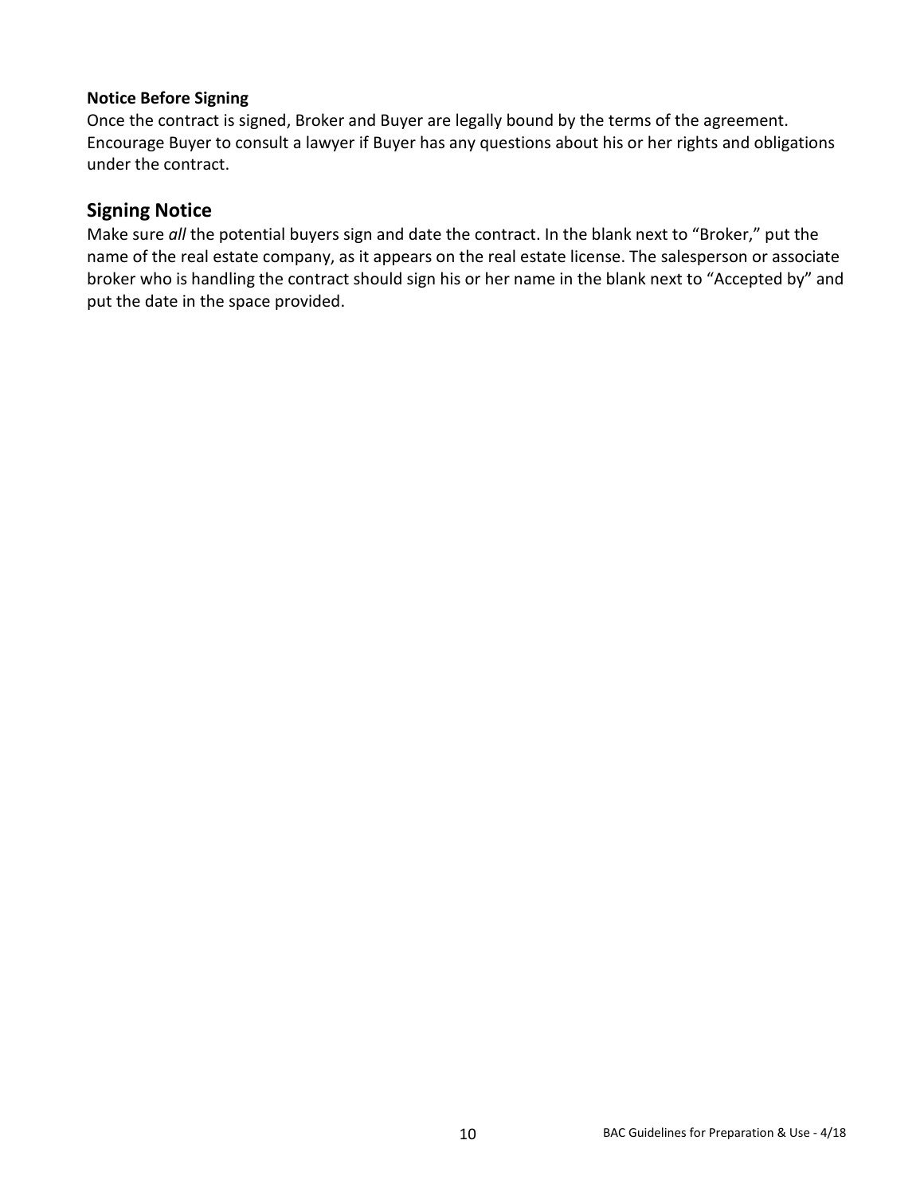**Notice Before Signing**
Once the contract is signed, Broker and Buyer are legally bound by the terms of the agreement. Encourage Buyer to consult a lawyer if Buyer has any questions about his or her rights and obligations under the contract.

## Signing Notice

Make sure *all* the potential buyers sign and date the contract. In the blank next to "Broker," put the name of the real estate company, as it appears on the real estate license. The salesperson or associate broker who is handling the contract should sign his or her name in the blank next to "Accepted by" and put the date in the space provided.